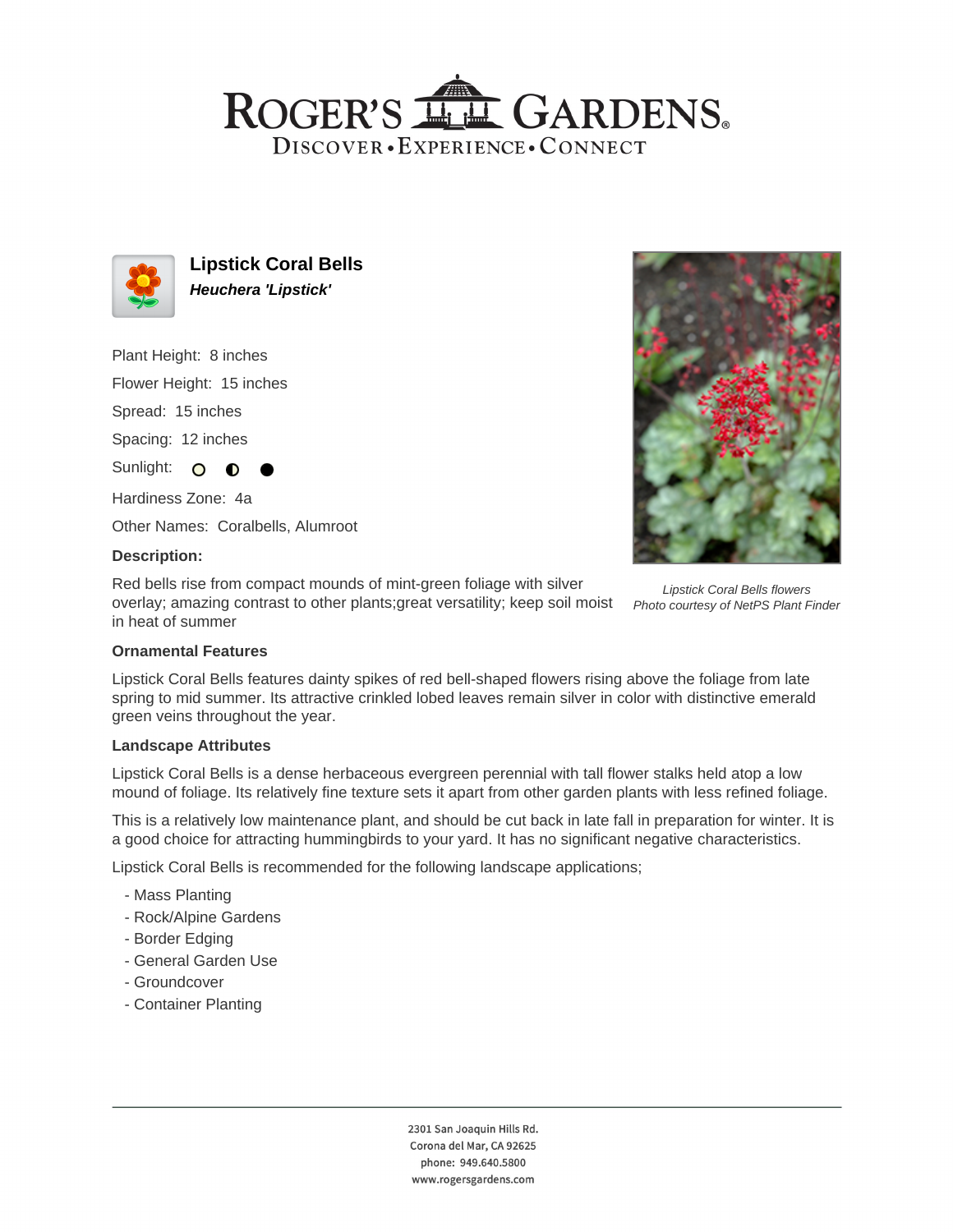# ROGER'S GARDENS

DISCOVER • EXPERIENCE • CONNECT

## Lipstick Coral Bells

***Heuchera 'Lipstick'***

Plant Height: 8 inches

Flower Height: 15 inches

Spread: 15 inches

Spacing: 12 inches

Sunlight: ○ ◐ ●

Hardiness Zone: 4a

Other Names: Coralbells, Alumroot

**Description:**

Red bells rise from compact mounds of mint-green foliage with silver overlay; amazing contrast to other plants;great versatility; keep soil moist in heat of summer

*Lipstick Coral Bells flowers*
*Photo courtesy of NetPS Plant Finder*

### Ornamental Features

Lipstick Coral Bells features dainty spikes of red bell-shaped flowers rising above the foliage from late spring to mid summer. Its attractive crinkled lobed leaves remain silver in color with distinctive emerald green veins throughout the year.

### Landscape Attributes

Lipstick Coral Bells is a dense herbaceous evergreen perennial with tall flower stalks held atop a low mound of foliage. Its relatively fine texture sets it apart from other garden plants with less refined foliage.

This is a relatively low maintenance plant, and should be cut back in late fall in preparation for winter. It is a good choice for attracting hummingbirds to your yard. It has no significant negative characteristics.

Lipstick Coral Bells is recommended for the following landscape applications;

- Mass Planting
- Rock/Alpine Gardens
- Border Edging
- General Garden Use
- Groundcover
- Container Planting

2301 San Joaquin Hills Rd.
Corona del Mar, CA 92625
phone: 949.640.5800
www.rogersgardens.com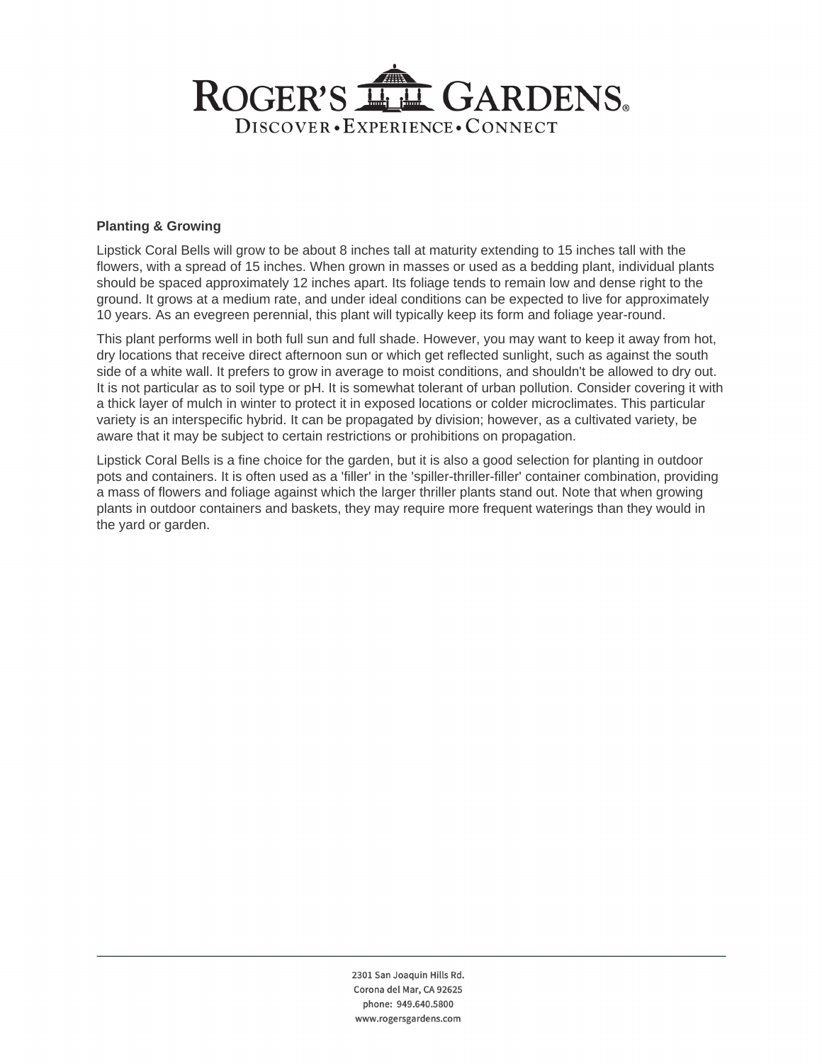**Planting & Growing**

Lipstick Coral Bells will grow to be about 8 inches tall at maturity extending to 15 inches tall with the flowers, with a spread of 15 inches. When grown in masses or used as a bedding plant, individual plants should be spaced approximately 12 inches apart. Its foliage tends to remain low and dense right to the ground. It grows at a medium rate, and under ideal conditions can be expected to live for approximately 10 years. As an evegreen perennial, this plant will typically keep its form and foliage year-round.

This plant performs well in both full sun and full shade. However, you may want to keep it away from hot, dry locations that receive direct afternoon sun or which get reflected sunlight, such as against the south side of a white wall. It prefers to grow in average to moist conditions, and shouldn't be allowed to dry out. It is not particular as to soil type or pH. It is somewhat tolerant of urban pollution. Consider covering it with a thick layer of mulch in winter to protect it in exposed locations or colder microclimates. This particular variety is an interspecific hybrid. It can be propagated by division; however, as a cultivated variety, be aware that it may be subject to certain restrictions or prohibitions on propagation.

Lipstick Coral Bells is a fine choice for the garden, but it is also a good selection for planting in outdoor pots and containers. It is often used as a 'filler' in the 'spiller-thriller-filler' container combination, providing a mass of flowers and foliage against which the larger thriller plants stand out. Note that when growing plants in outdoor containers and baskets, they may require more frequent waterings than they would in the yard or garden.